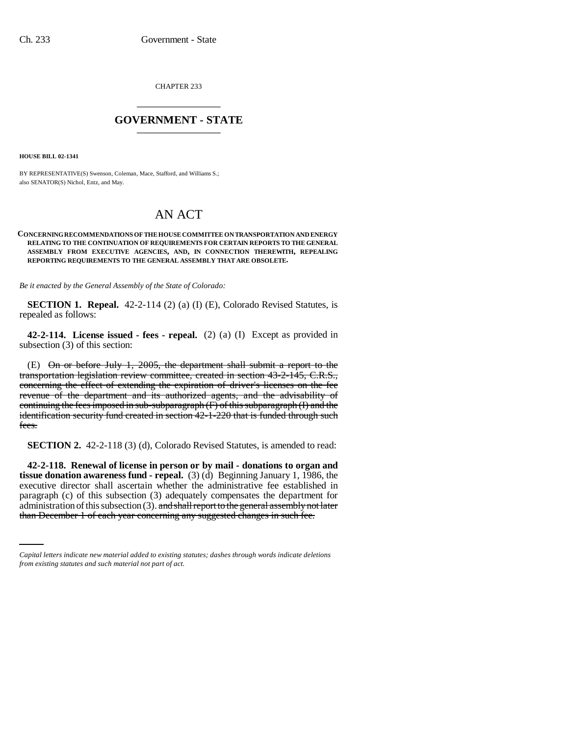CHAPTER 233

# GOVERNMENT - STATE

**HOUSE BILL 02-1341**

BY REPRESENTATIVE(S) Swenson, Coleman, Mace, Stafford, and Williams S.;
also SENATOR(S) Nichol, Entz, and May.

# AN ACT

**CONCERNING RECOMMENDATIONS OF THE HOUSE COMMITTEE ON TRANSPORTATION AND ENERGY RELATING TO THE CONTINUATION OF REQUIREMENTS FOR CERTAIN REPORTS TO THE GENERAL ASSEMBLY FROM EXECUTIVE AGENCIES, AND, IN CONNECTION THEREWITH, REPEALING REPORTING REQUIREMENTS TO THE GENERAL ASSEMBLY THAT ARE OBSOLETE.**

*Be it enacted by the General Assembly of the State of Colorado:*

**SECTION 1. Repeal.** 42-2-114 (2) (a) (I) (E), Colorado Revised Statutes, is repealed as follows:

**42-2-114. License issued - fees - repeal.** (2) (a) (I) Except as provided in subsection (3) of this section:

(E) ~~On or before July 1, 2005, the department shall submit a report to the transportation legislation review committee, created in section 43-2-145, C.R.S., concerning the effect of extending the expiration of driver's licenses on the fee revenue of the department and its authorized agents, and the advisability of continuing the fees imposed in sub-subparagraph (F) of this subparagraph (I) and the identification security fund created in section 42-1-220 that is funded through such fees.~~

**SECTION 2.** 42-2-118 (3) (d), Colorado Revised Statutes, is amended to read:

**42-2-118. Renewal of license in person or by mail - donations to organ and tissue donation awareness fund - repeal.** (3) (d) Beginning January 1, 1986, the executive director shall ascertain whether the administrative fee established in paragraph (c) of this subsection (3) adequately compensates the department for administration of this subsection (3). ~~and shall report to the general assembly not later than December 1 of each year concerning any suggested changes in such fee.~~

*Capital letters indicate new material added to existing statutes; dashes through words indicate deletions from existing statutes and such material not part of act.*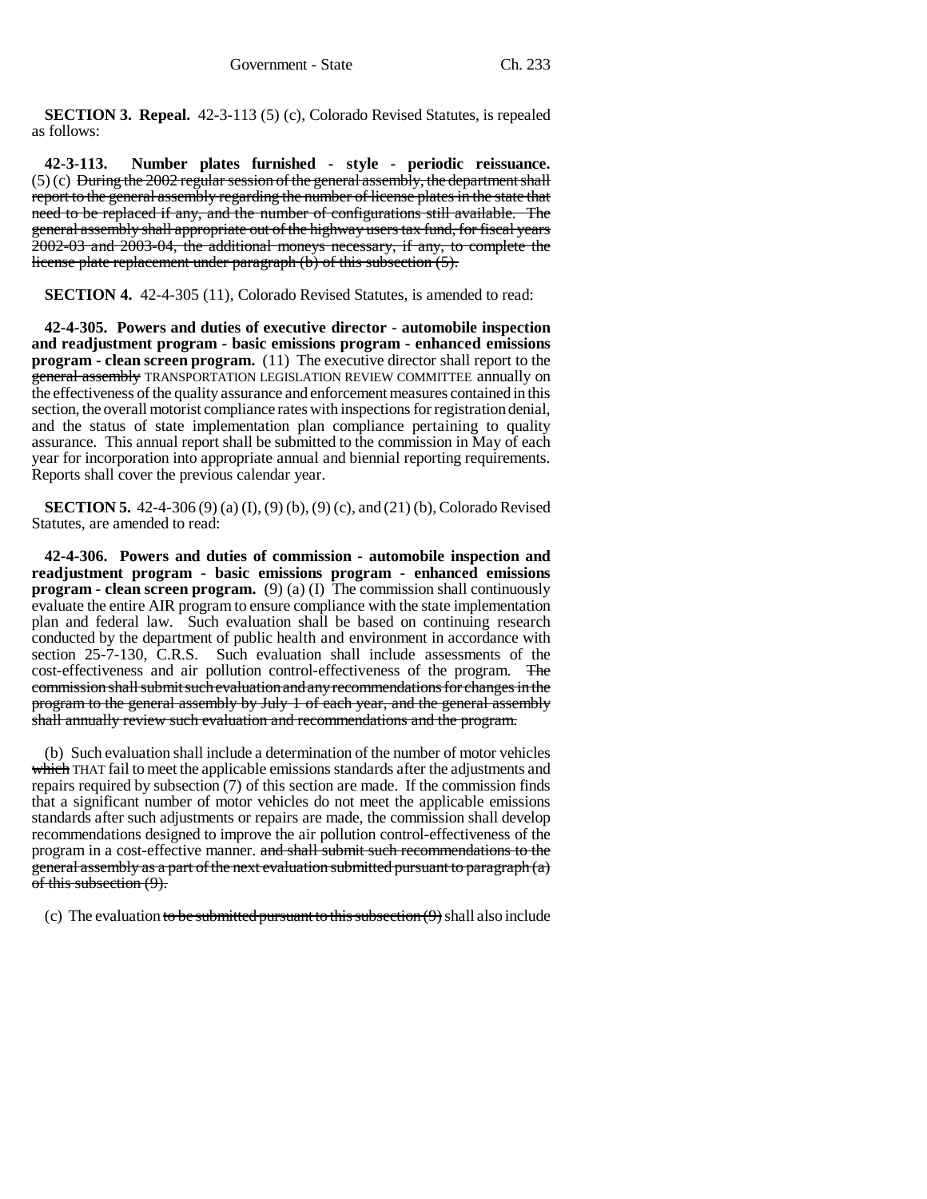**SECTION 3. Repeal.** 42-3-113 (5) (c), Colorado Revised Statutes, is repealed as follows:

**42-3-113. Number plates furnished - style - periodic reissuance.** (5) (c) ~~During the 2002 regular session of the general assembly, the department shall report to the general assembly regarding the number of license plates in the state that need to be replaced if any, and the number of configurations still available. The general assembly shall appropriate out of the highway users tax fund, for fiscal years 2002-03 and 2003-04, the additional moneys necessary, if any, to complete the license plate replacement under paragraph (b) of this subsection (5).~~

**SECTION 4.** 42-4-305 (11), Colorado Revised Statutes, is amended to read:

**42-4-305. Powers and duties of executive director - automobile inspection and readjustment program - basic emissions program - enhanced emissions program - clean screen program.** (11) The executive director shall report to the ~~general assembly~~ TRANSPORTATION LEGISLATION REVIEW COMMITTEE annually on the effectiveness of the quality assurance and enforcement measures contained in this section, the overall motorist compliance rates with inspections for registration denial, and the status of state implementation plan compliance pertaining to quality assurance. This annual report shall be submitted to the commission in May of each year for incorporation into appropriate annual and biennial reporting requirements. Reports shall cover the previous calendar year.

**SECTION 5.** 42-4-306 (9) (a) (I), (9) (b), (9) (c), and (21) (b), Colorado Revised Statutes, are amended to read:

**42-4-306. Powers and duties of commission - automobile inspection and readjustment program - basic emissions program - enhanced emissions program - clean screen program.** (9) (a) (I) The commission shall continuously evaluate the entire AIR program to ensure compliance with the state implementation plan and federal law. Such evaluation shall be based on continuing research conducted by the department of public health and environment in accordance with section 25-7-130, C.R.S. Such evaluation shall include assessments of the cost-effectiveness and air pollution control-effectiveness of the program. ~~The commission shall submit such evaluation and any recommendations for changes in the program to the general assembly by July 1 of each year, and the general assembly shall annually review such evaluation and recommendations and the program.~~

(b) Such evaluation shall include a determination of the number of motor vehicles ~~which~~ THAT fail to meet the applicable emissions standards after the adjustments and repairs required by subsection (7) of this section are made. If the commission finds that a significant number of motor vehicles do not meet the applicable emissions standards after such adjustments or repairs are made, the commission shall develop recommendations designed to improve the air pollution control-effectiveness of the program in a cost-effective manner. ~~and shall submit such recommendations to the general assembly as a part of the next evaluation submitted pursuant to paragraph (a) of this subsection (9).~~

(c) The evaluation ~~to be submitted pursuant to this subsection (9)~~ shall also include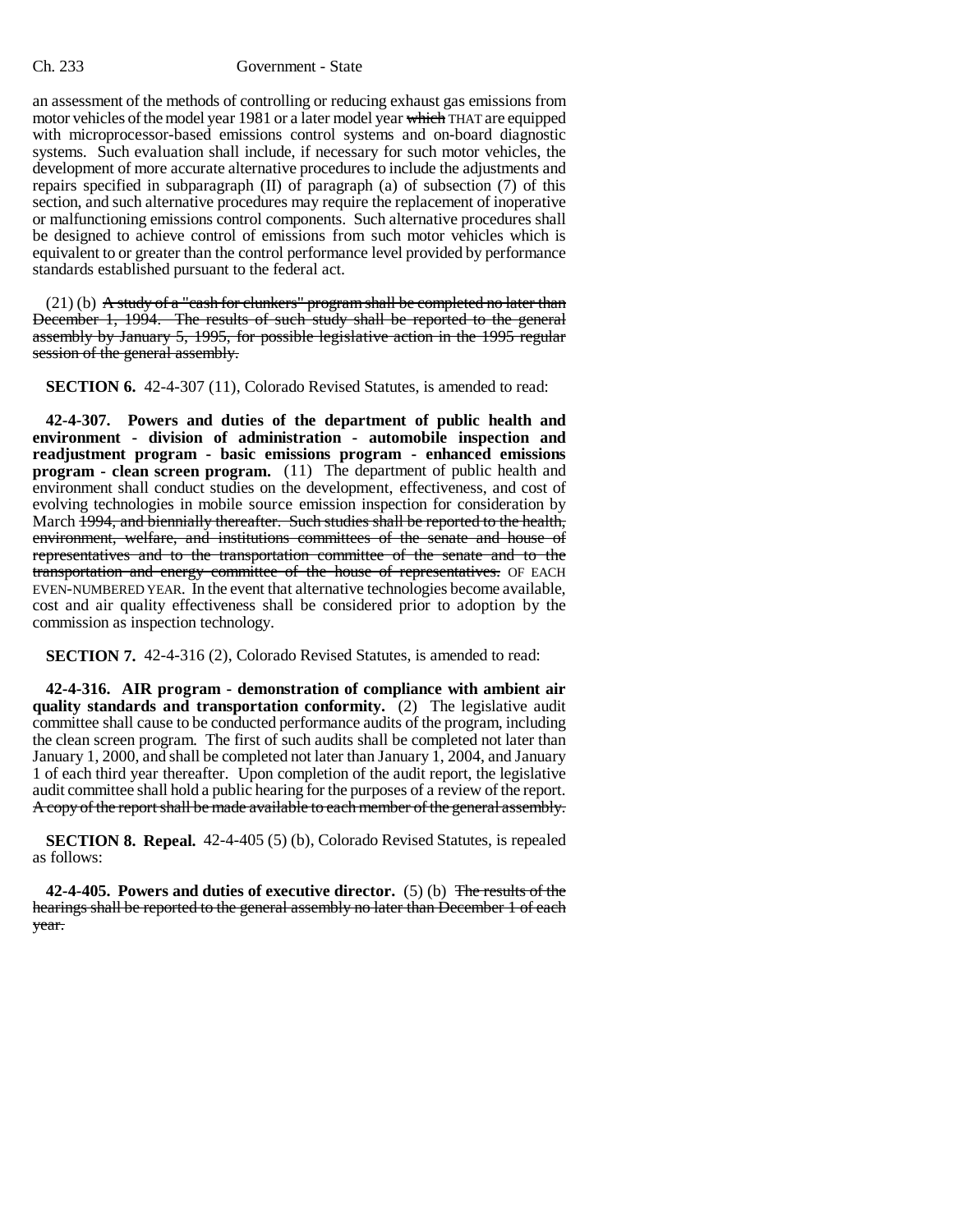an assessment of the methods of controlling or reducing exhaust gas emissions from motor vehicles of the model year 1981 or a later model year ~~which~~ THAT are equipped with microprocessor-based emissions control systems and on-board diagnostic systems. Such evaluation shall include, if necessary for such motor vehicles, the development of more accurate alternative procedures to include the adjustments and repairs specified in subparagraph (II) of paragraph (a) of subsection (7) of this section, and such alternative procedures may require the replacement of inoperative or malfunctioning emissions control components. Such alternative procedures shall be designed to achieve control of emissions from such motor vehicles which is equivalent to or greater than the control performance level provided by performance standards established pursuant to the federal act.

(21) (b) ~~A study of a "cash for clunkers" program shall be completed no later than December 1, 1994. The results of such study shall be reported to the general assembly by January 5, 1995, for possible legislative action in the 1995 regular session of the general assembly.~~

**SECTION 6.** 42-4-307 (11), Colorado Revised Statutes, is amended to read:

**42-4-307. Powers and duties of the department of public health and environment - division of administration - automobile inspection and readjustment program - basic emissions program - enhanced emissions program - clean screen program.** (11) The department of public health and environment shall conduct studies on the development, effectiveness, and cost of evolving technologies in mobile source emission inspection for consideration by March ~~1994, and biennially thereafter. Such studies shall be reported to the health, environment, welfare, and institutions committees of the senate and house of representatives and to the transportation committee of the senate and to the transportation and energy committee of the house of representatives.~~ OF EACH EVEN-NUMBERED YEAR. In the event that alternative technologies become available, cost and air quality effectiveness shall be considered prior to adoption by the commission as inspection technology.

**SECTION 7.** 42-4-316 (2), Colorado Revised Statutes, is amended to read:

**42-4-316. AIR program - demonstration of compliance with ambient air quality standards and transportation conformity.** (2) The legislative audit committee shall cause to be conducted performance audits of the program, including the clean screen program. The first of such audits shall be completed not later than January 1, 2000, and shall be completed not later than January 1, 2004, and January 1 of each third year thereafter. Upon completion of the audit report, the legislative audit committee shall hold a public hearing for the purposes of a review of the report. ~~A copy of the report shall be made available to each member of the general assembly.~~

**SECTION 8. Repeal.** 42-4-405 (5) (b), Colorado Revised Statutes, is repealed as follows:

**42-4-405. Powers and duties of executive director.** (5) (b) ~~The results of the hearings shall be reported to the general assembly no later than December 1 of each year.~~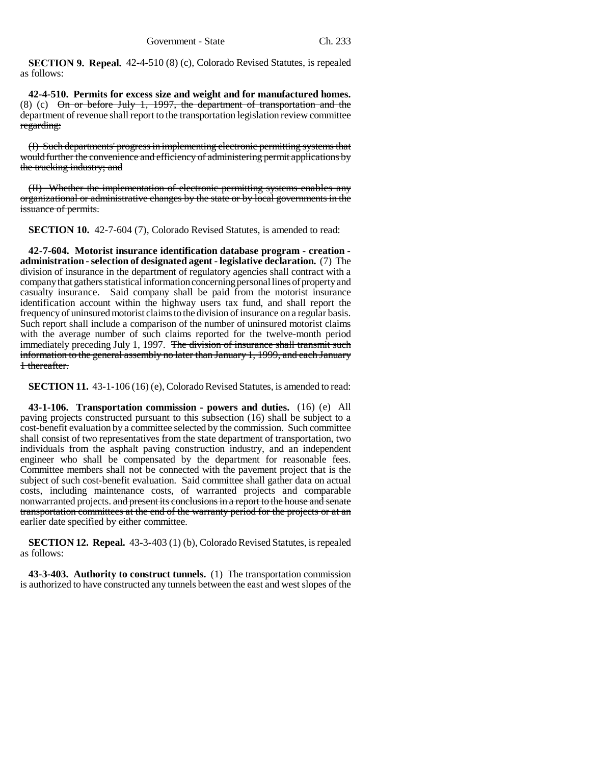**SECTION 9. Repeal.** 42-4-510 (8) (c), Colorado Revised Statutes, is repealed as follows:

**42-4-510. Permits for excess size and weight and for manufactured homes.** (8) (c) ~~On or before July 1, 1997, the department of transportation and the department of revenue shall report to the transportation legislation review committee regarding:~~

~~(I) Such departments' progress in implementing electronic permitting systems that would further the convenience and efficiency of administering permit applications by the trucking industry; and~~

~~(II) Whether the implementation of electronic permitting systems enables any organizational or administrative changes by the state or by local governments in the issuance of permits.~~

**SECTION 10.** 42-7-604 (7), Colorado Revised Statutes, is amended to read:

**42-7-604. Motorist insurance identification database program - creation - administration - selection of designated agent - legislative declaration.** (7) The division of insurance in the department of regulatory agencies shall contract with a company that gathers statistical information concerning personal lines of property and casualty insurance. Said company shall be paid from the motorist insurance identification account within the highway users tax fund, and shall report the frequency of uninsured motorist claims to the division of insurance on a regular basis. Such report shall include a comparison of the number of uninsured motorist claims with the average number of such claims reported for the twelve-month period immediately preceding July 1, 1997. ~~The division of insurance shall transmit such information to the general assembly no later than January 1, 1999, and each January 1 thereafter.~~

**SECTION 11.** 43-1-106 (16) (e), Colorado Revised Statutes, is amended to read:

**43-1-106. Transportation commission - powers and duties.** (16) (e) All paving projects constructed pursuant to this subsection (16) shall be subject to a cost-benefit evaluation by a committee selected by the commission. Such committee shall consist of two representatives from the state department of transportation, two individuals from the asphalt paving construction industry, and an independent engineer who shall be compensated by the department for reasonable fees. Committee members shall not be connected with the pavement project that is the subject of such cost-benefit evaluation. Said committee shall gather data on actual costs, including maintenance costs, of warranted projects and comparable nonwarranted projects. ~~and present its conclusions in a report to the house and senate transportation committees at the end of the warranty period for the projects or at an earlier date specified by either committee.~~

**SECTION 12. Repeal.** 43-3-403 (1) (b), Colorado Revised Statutes, is repealed as follows:

**43-3-403. Authority to construct tunnels.** (1) The transportation commission is authorized to have constructed any tunnels between the east and west slopes of the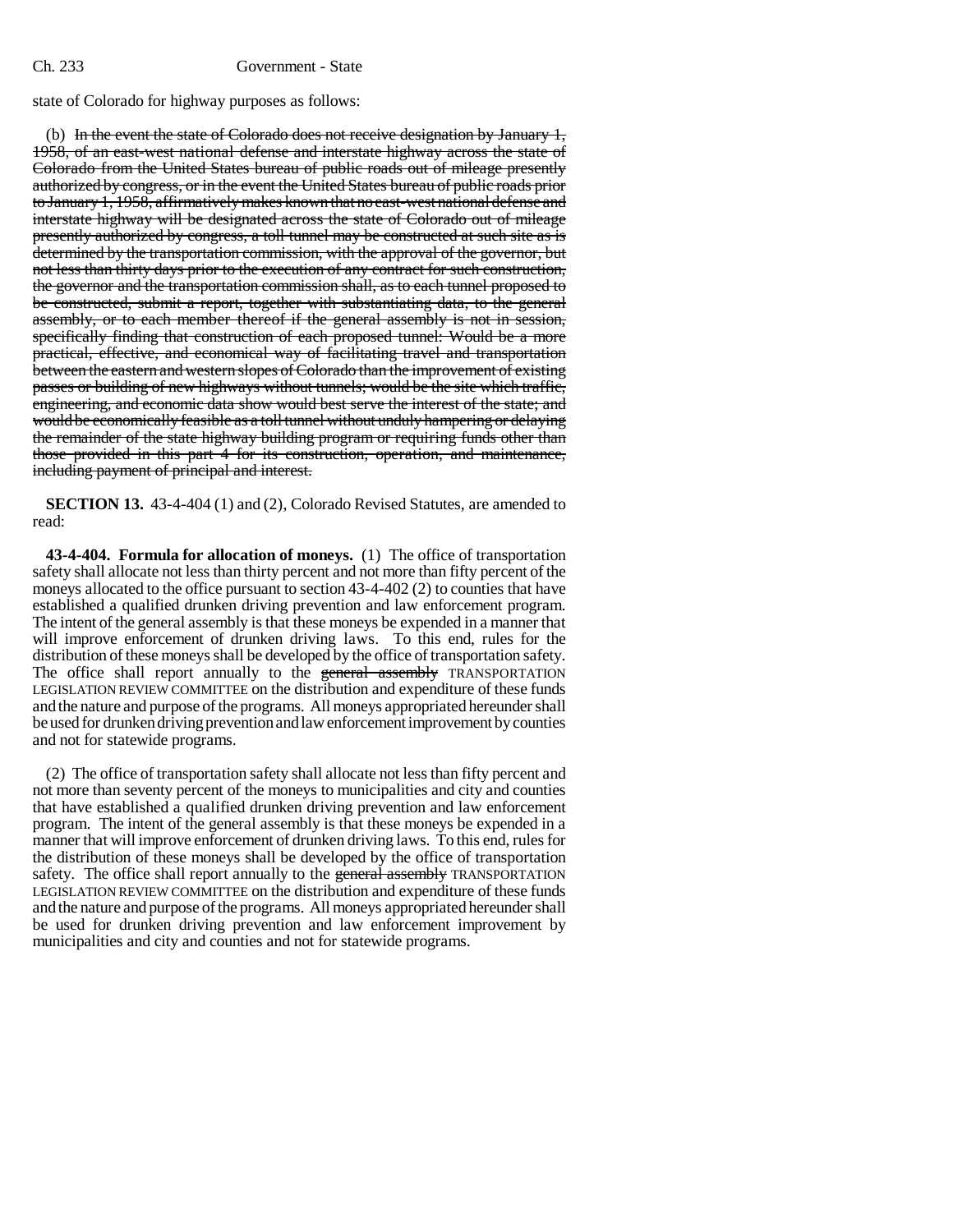state of Colorado for highway purposes as follows:

(b) ~~In the event the state of Colorado does not receive designation by January 1, 1958, of an east-west national defense and interstate highway across the state of Colorado from the United States bureau of public roads out of mileage presently authorized by congress, or in the event the United States bureau of public roads prior to January 1, 1958, affirmatively makes known that no east-west national defense and interstate highway will be designated across the state of Colorado out of mileage presently authorized by congress, a toll tunnel may be constructed at such site as is determined by the transportation commission, with the approval of the governor, but not less than thirty days prior to the execution of any contract for such construction, the governor and the transportation commission shall, as to each tunnel proposed to be constructed, submit a report, together with substantiating data, to the general assembly, or to each member thereof if the general assembly is not in session, specifically finding that construction of each proposed tunnel: Would be a more practical, effective, and economical way of facilitating travel and transportation between the eastern and western slopes of Colorado than the improvement of existing passes or building of new highways without tunnels; would be the site which traffic, engineering, and economic data show would best serve the interest of the state; and would be economically feasible as a toll tunnel without unduly hampering or delaying the remainder of the state highway building program or requiring funds other than those provided in this part 4 for its construction, operation, and maintenance, including payment of principal and interest.~~

**SECTION 13.** 43-4-404 (1) and (2), Colorado Revised Statutes, are amended to read:

**43-4-404. Formula for allocation of moneys.** (1) The office of transportation safety shall allocate not less than thirty percent and not more than fifty percent of the moneys allocated to the office pursuant to section 43-4-402 (2) to counties that have established a qualified drunken driving prevention and law enforcement program. The intent of the general assembly is that these moneys be expended in a manner that will improve enforcement of drunken driving laws. To this end, rules for the distribution of these moneys shall be developed by the office of transportation safety. The office shall report annually to the ~~general assembly~~ TRANSPORTATION LEGISLATION REVIEW COMMITTEE on the distribution and expenditure of these funds and the nature and purpose of the programs. All moneys appropriated hereunder shall be used for drunken driving prevention and law enforcement improvement by counties and not for statewide programs.

(2) The office of transportation safety shall allocate not less than fifty percent and not more than seventy percent of the moneys to municipalities and city and counties that have established a qualified drunken driving prevention and law enforcement program. The intent of the general assembly is that these moneys be expended in a manner that will improve enforcement of drunken driving laws. To this end, rules for the distribution of these moneys shall be developed by the office of transportation safety. The office shall report annually to the ~~general assembly~~ TRANSPORTATION LEGISLATION REVIEW COMMITTEE on the distribution and expenditure of these funds and the nature and purpose of the programs. All moneys appropriated hereunder shall be used for drunken driving prevention and law enforcement improvement by municipalities and city and counties and not for statewide programs.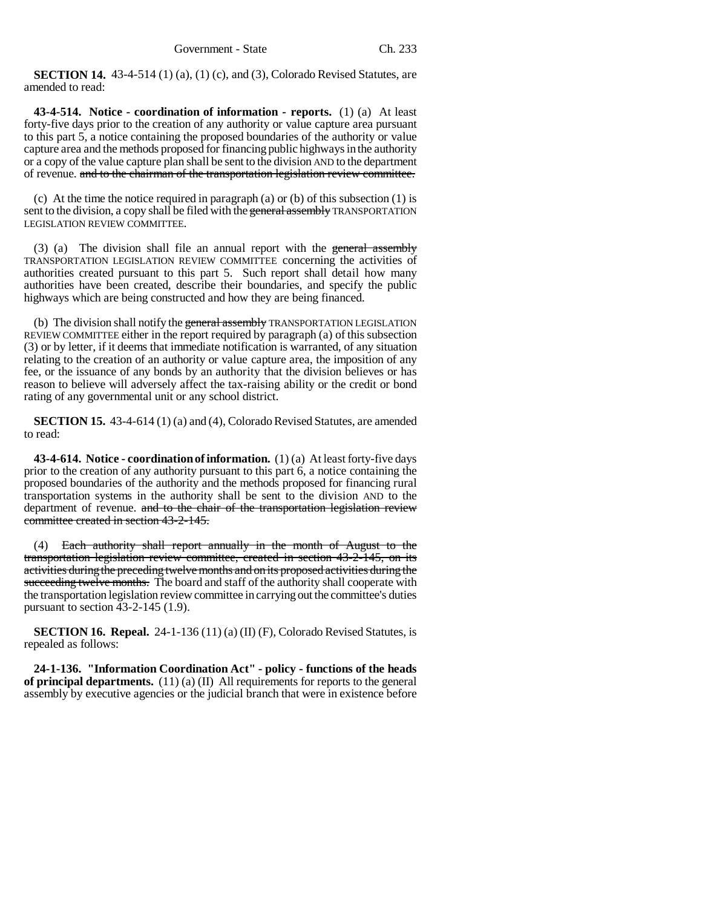**SECTION 14.** 43-4-514 (1) (a), (1) (c), and (3), Colorado Revised Statutes, are amended to read:

**43-4-514. Notice - coordination of information - reports.** (1) (a) At least forty-five days prior to the creation of any authority or value capture area pursuant to this part 5, a notice containing the proposed boundaries of the authority or value capture area and the methods proposed for financing public highways in the authority or a copy of the value capture plan shall be sent to the division AND to the department of revenue. ~~and to the chairman of the transportation legislation review committee.~~

(c) At the time the notice required in paragraph (a) or (b) of this subsection (1) is sent to the division, a copy shall be filed with the ~~general assembly~~ TRANSPORTATION LEGISLATION REVIEW COMMITTEE.

(3) (a) The division shall file an annual report with the ~~general assembly~~ TRANSPORTATION LEGISLATION REVIEW COMMITTEE concerning the activities of authorities created pursuant to this part 5. Such report shall detail how many authorities have been created, describe their boundaries, and specify the public highways which are being constructed and how they are being financed.

(b) The division shall notify the ~~general assembly~~ TRANSPORTATION LEGISLATION REVIEW COMMITTEE either in the report required by paragraph (a) of this subsection (3) or by letter, if it deems that immediate notification is warranted, of any situation relating to the creation of an authority or value capture area, the imposition of any fee, or the issuance of any bonds by an authority that the division believes or has reason to believe will adversely affect the tax-raising ability or the credit or bond rating of any governmental unit or any school district.

**SECTION 15.** 43-4-614 (1) (a) and (4), Colorado Revised Statutes, are amended to read:

**43-4-614. Notice - coordination of information.** (1) (a) At least forty-five days prior to the creation of any authority pursuant to this part 6, a notice containing the proposed boundaries of the authority and the methods proposed for financing rural transportation systems in the authority shall be sent to the division AND to the department of revenue. ~~and to the chair of the transportation legislation review committee created in section 43-2-145.~~

(4) ~~Each authority shall report annually in the month of August to the transportation legislation review committee, created in section 43-2-145, on its activities during the preceding twelve months and on its proposed activities during the succeeding twelve months.~~ The board and staff of the authority shall cooperate with the transportation legislation review committee in carrying out the committee's duties pursuant to section 43-2-145 (1.9).

**SECTION 16. Repeal.** 24-1-136 (11) (a) (II) (F), Colorado Revised Statutes, is repealed as follows:

**24-1-136. "Information Coordination Act" - policy - functions of the heads of principal departments.** (11) (a) (II) All requirements for reports to the general assembly by executive agencies or the judicial branch that were in existence before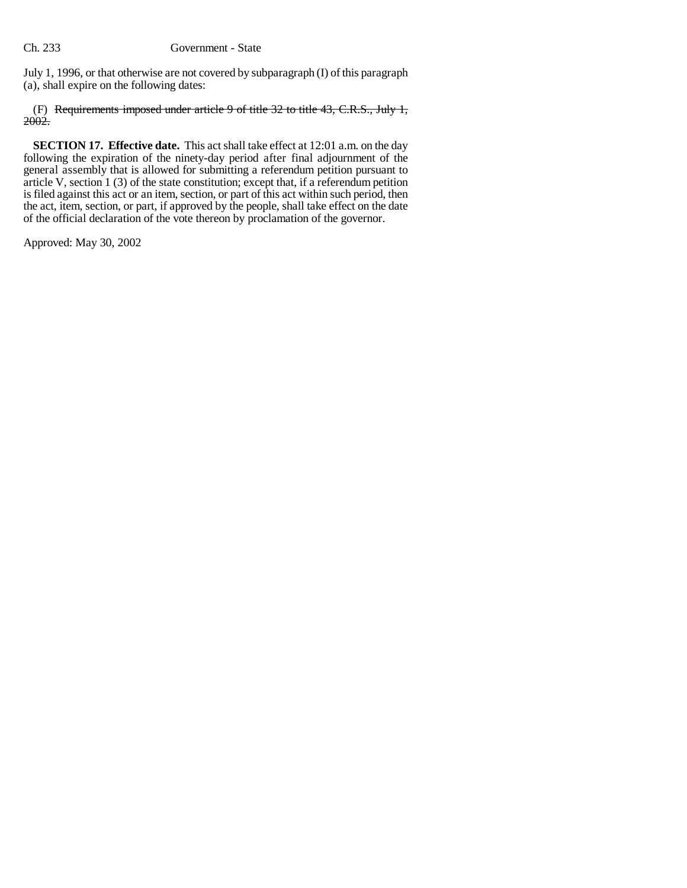July 1, 1996, or that otherwise are not covered by subparagraph (I) of this paragraph (a), shall expire on the following dates:

(F) ~~Requirements imposed under article 9 of title 32 to title 43, C.R.S., July 1, 2002.~~

**SECTION 17. Effective date.** This act shall take effect at 12:01 a.m. on the day following the expiration of the ninety-day period after final adjournment of the general assembly that is allowed for submitting a referendum petition pursuant to article V, section 1 (3) of the state constitution; except that, if a referendum petition is filed against this act or an item, section, or part of this act within such period, then the act, item, section, or part, if approved by the people, shall take effect on the date of the official declaration of the vote thereon by proclamation of the governor.

Approved: May 30, 2002